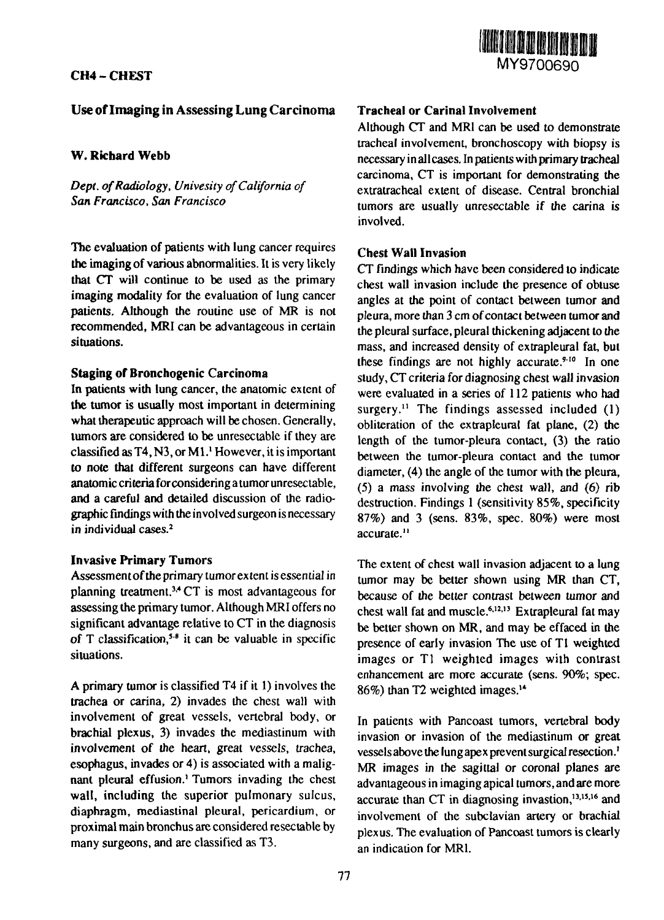MY9700690

**CH4 – CHEST**

## Use of Imaging in Assessing Lung Carcinoma

**W. Richard Webb**

*Dept. of Radiology, Univesity of California of San Francisco, San Francisco*

The evaluation of patients with lung cancer requires the imaging of various abnormalities. It is very likely that CT will continue to be used as the primary imaging modality for the evaluation of lung cancer patients. Although the routine use of MR is not recommended, MRI can be advantageous in certain situations.

### Staging of Bronchogenic Carcinoma

In patients with lung cancer, the anatomic extent of the tumor is usually most important in determining what therapeutic approach will be chosen. Generally, tumors are considered to be unresectable if they are classified as T4, N3, or M1.[1] However, it is important to note that different surgeons can have different anatomic criteria for considering a tumor unresectable, and a careful and detailed discussion of the radiographic findings with the involved surgeon is necessary in individual cases.[2]

### Invasive Primary Tumors

Assessment of the primary tumor extent is essential in planning treatment.[3,4] CT is most advantageous for assessing the primary tumor. Although MRI offers no significant advantage relative to CT in the diagnosis of T classification,[5-8] it can be valuable in specific situations.

A primary tumor is classified T4 if it 1) involves the trachea or carina, 2) invades the chest wall with involvement of great vessels, vertebral body, or brachial plexus, 3) invades the mediastinum with involvement of the heart, great vessels, trachea, esophagus, invades or 4) is associated with a malignant pleural effusion.[1] Tumors invading the chest wall, including the superior pulmonary sulcus, diaphragm, mediastinal pleural, pericardium, or proximal main bronchus are considered resectable by many surgeons, and are classified as T3.

### Tracheal or Carinal Involvement

Although CT and MRI can be used to demonstrate tracheal involvement, bronchoscopy with biopsy is necessary in all cases. In patients with primary tracheal carcinoma, CT is important for demonstrating the extratracheal extent of disease. Central bronchial tumors are usually unresectable if the carina is involved.

### Chest Wall Invasion

CT findings which have been considered to indicate chest wall invasion include the presence of obtuse angles at the point of contact between tumor and pleura, more than 3 cm of contact between tumor and the pleural surface, pleural thickening adjacent to the mass, and increased density of extrapleural fat, but these findings are not highly accurate.[9-10] In one study, CT criteria for diagnosing chest wall invasion were evaluated in a series of 112 patients who had surgery.[11] The findings assessed included (1) obliteration of the extrapleural fat plane, (2) the length of the tumor-pleura contact, (3) the ratio between the tumor-pleura contact and the tumor diameter, (4) the angle of the tumor with the pleura, (5) a mass involving the chest wall, and (6) rib destruction. Findings 1 (sensitivity 85%, specificity 87%) and 3 (sens. 83%, spec. 80%) were most accurate.[11]

The extent of chest wall invasion adjacent to a lung tumor may be better shown using MR than CT, because of the better contrast between tumor and chest wall fat and muscle.[6,12,13] Extrapleural fat may be better shown on MR, and may be effaced in the presence of early invasion The use of T1 weighted images or T1 weighted images with contrast enhancement are more accurate (sens. 90%; spec. 86%) than T2 weighted images.[14]

In patients with Pancoast tumors, vertebral body invasion or invasion of the mediastinum or great vessels above the lung apex prevent surgical resection.[1] MR images in the sagittal or coronal planes are advantageous in imaging apical tumors, and are more accurate than CT in diagnosing invastion,[13,15,16] and involvement of the subclavian artery or brachial plexus. The evaluation of Pancoast tumors is clearly an indication for MRI.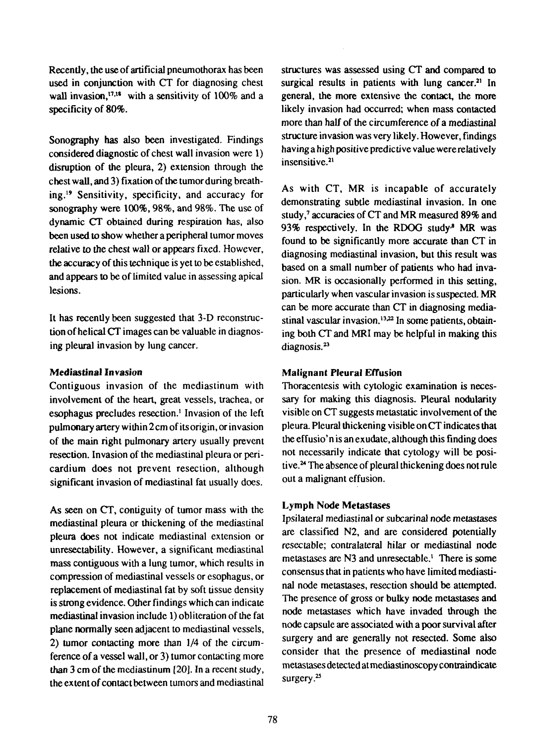Recently, the use of artificial pneumothorax has been used in conjunction with CT for diagnosing chest wall invasion,[17,18] with a sensitivity of 100% and a specificity of 80%.

Sonography has also been investigated. Findings considered diagnostic of chest wall invasion were 1) disruption of the pleura, 2) extension through the chest wall, and 3) fixation of the tumor during breathing.[19] Sensitivity, specificity, and accuracy for sonography were 100%, 98%, and 98%. The use of dynamic CT obtained during respiration has, also been used to show whether a peripheral tumor moves relative to the chest wall or appears fixed. However, the accuracy of this technique is yet to be established, and appears to be of limited value in assessing apical lesions.

It has recently been suggested that 3-D reconstruction of helical CT images can be valuable in diagnosing pleural invasion by lung cancer.

### Mediastinal Invasion

Contiguous invasion of the mediastinum with involvement of the heart, great vessels, trachea, or esophagus precludes resection.[1] Invasion of the left pulmonary artery within 2 cm of its origin, or invasion of the main right pulmonary artery usually prevent resection. Invasion of the mediastinal pleura or pericardium does not prevent resection, although significant invasion of mediastinal fat usually does.

As seen on CT, contiguity of tumor mass with the mediastinal pleura or thickening of the mediastinal pleura does not indicate mediastinal extension or unresectability. However, a significant mediastinal mass contiguous with a lung tumor, which results in compression of mediastinal vessels or esophagus, or replacement of mediastinal fat by soft tissue density is strong evidence. Other findings which can indicate mediastinal invasion include 1) obliteration of the fat plane normally seen adjacent to mediastinal vessels, 2) tumor contacting more than 1/4 of the circumference of a vessel wall, or 3) tumor contacting more than 3 cm of the mediastinum [20]. In a recent study, the extent of contact between tumors and mediastinal structures was assessed using CT and compared to surgical results in patients with lung cancer.[21] In general, the more extensive the contact, the more likely invasion had occurred; when mass contacted more than half of the circumference of a mediastinal structure invasion was very likely. However, findings having a high positive predictive value were relatively insensitive.[21]

As with CT, MR is incapable of accurately demonstrating subtle mediastinal invasion. In one study,[7] accuracies of CT and MR measured 89% and 93% respectively. In the RDOG study[8] MR was found to be significantly more accurate than CT in diagnosing mediastinal invasion, but this result was based on a small number of patients who had invasion. MR is occasionally performed in this setting, particularly when vascular invasion is suspected. MR can be more accurate than CT in diagnosing mediastinal vascular invasion.[13,22] In some patients, obtaining both CT and MRI may be helpful in making this diagnosis.[23]

### Malignant Pleural Effusion

Thoracentesis with cytologic examination is necessary for making this diagnosis. Pleural nodularity visible on CT suggests metastatic involvement of the pleura. Pleural thickening visible on CT indicates that the effusio'n is an exudate, although this finding does not necessarily indicate that cytology will be positive.[24] The absence of pleural thickening does not rule out a malignant effusion.

### Lymph Node Metastases

Ipsilateral mediastinal or subcarinal node metastases are classified N2, and are considered potentially resectable; contralateral hilar or mediastinal node metastases are N3 and unresectable.[1] There is some consensus that in patients who have limited mediastinal node metastases, resection should be attempted. The presence of gross or bulky node metastases and node metastases which have invaded through the node capsule are associated with a poor survival after surgery and are generally not resected. Some also consider that the presence of mediastinal node metastases detected at mediastinoscopy contraindicate surgery.[25]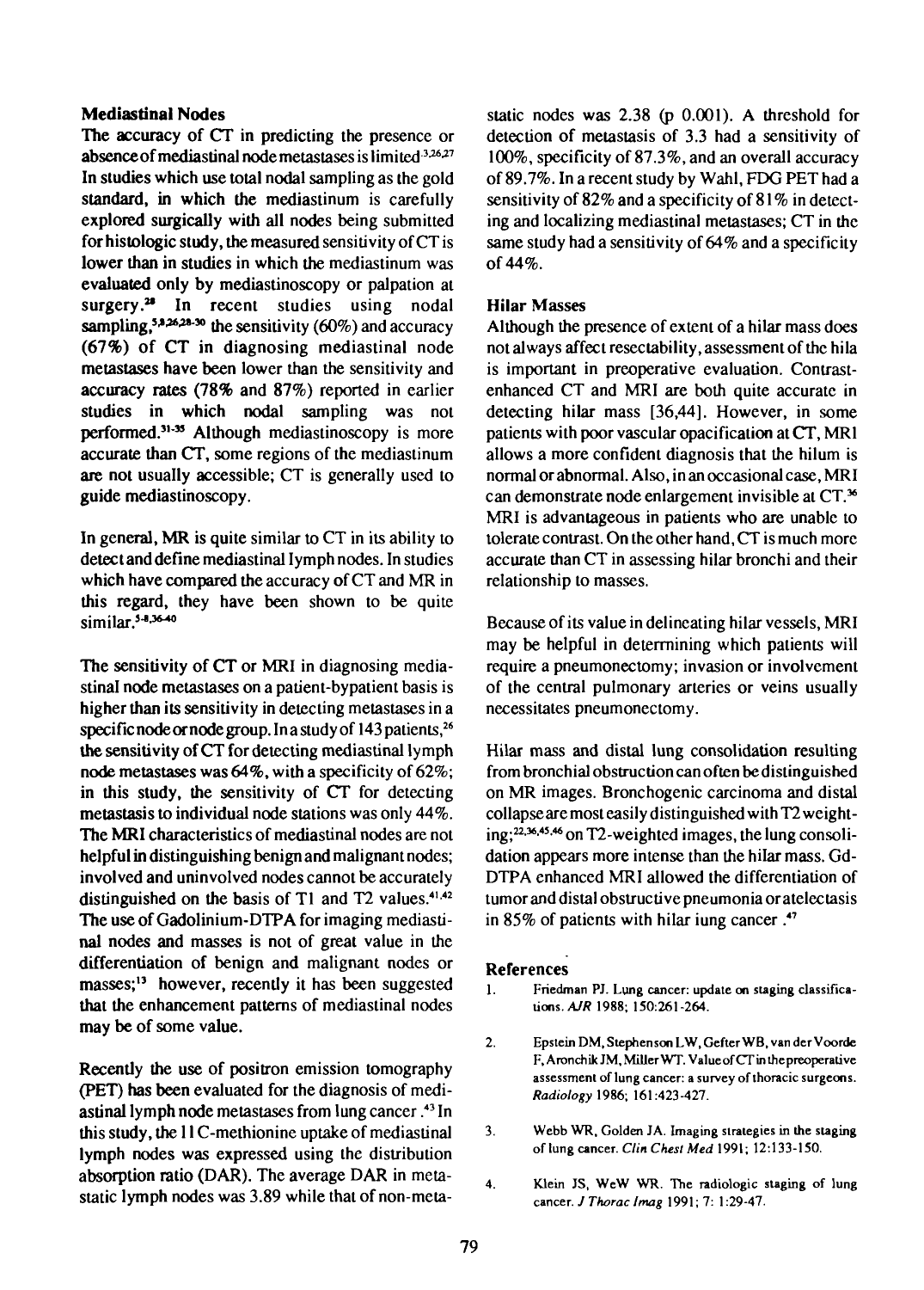### Mediastinal Nodes

The accuracy of CT in predicting the presence or absence of mediastinal node metastases is limited[3,26,27] In studies which use total nodal sampling as the gold standard, in which the mediastinum is carefully explored surgically with all nodes being submitted for histologic study, the measured sensitivity of CT is lower than in studies in which the mediastinum was evaluated only by mediastinoscopy or palpation at surgery.[28] In recent studies using nodal sampling,[5,8,26,28-30] the sensitivity (60%) and accuracy (67%) of CT in diagnosing mediastinal node metastases have been lower than the sensitivity and accuracy rates (78% and 87%) reported in earlier studies in which nodal sampling was not performed.[31-35] Although mediastinoscopy is more accurate than CT, some regions of the mediastinum are not usually accessible; CT is generally used to guide mediastinoscopy.

In general, MR is quite similar to CT in its ability to detect and define mediastinal lymph nodes. In studies which have compared the accuracy of CT and MR in this regard, they have been shown to be quite similar.[5-8,36-40]

The sensitivity of CT or MRI in diagnosing mediastinal node metastases on a patient-bypatient basis is higher than its sensitivity in detecting metastases in a specific node or node group. In a study of 143 patients,[26] the sensitivity of CT for detecting mediastinal lymph node metastases was 64%, with a specificity of 62%; in this study, the sensitivity of CT for detecting metastasis to individual node stations was only 44%. The MRI characteristics of mediastinal nodes are not helpful in distinguishing benign and malignant nodes; involved and uninvolved nodes cannot be accurately distinguished on the basis of T1 and T2 values.[41,42] The use of Gadolinium-DTPA for imaging mediastinal nodes and masses is not of great value in the differentiation of benign and malignant nodes or masses;[13] however, recently it has been suggested that the enhancement patterns of mediastinal nodes may be of some value.

Recently the use of positron emission tomography (PET) has been evaluated for the diagnosis of mediastinal lymph node metastases from lung cancer.[43] In this study, the 11C-methionine uptake of mediastinal lymph nodes was expressed using the distribution absorption ratio (DAR). The average DAR in metastatic lymph nodes was 3.89 while that of non-metastatic nodes was 2.38 (p 0.001). A threshold for detection of metastasis of 3.3 had a sensitivity of 100%, specificity of 87.3%, and an overall accuracy of 89.7%. In a recent study by Wahl, FDG PET had a sensitivity of 82% and a specificity of 81% in detecting and localizing mediastinal metastases; CT in the same study had a sensitivity of 64% and a specificity of 44%.

### Hilar Masses

Although the presence of extent of a hilar mass does not always affect resectability, assessment of the hila is important in preoperative evaluation. Contrast-enhanced CT and MRI are both quite accurate in detecting hilar mass [36,44]. However, in some patients with poor vascular opacification at CT, MRI allows a more confident diagnosis that the hilum is normal or abnormal. Also, in an occasional case, MRI can demonstrate node enlargement invisible at CT.[36] MRI is advantageous in patients who are unable to tolerate contrast. On the other hand, CT is much more accurate than CT in assessing hilar bronchi and their relationship to masses.

Because of its value in delineating hilar vessels, MRI may be helpful in determining which patients will require a pneumonectomy; invasion or involvement of the central pulmonary arteries or veins usually necessitates pneumonectomy.

Hilar mass and distal lung consolidation resulting from bronchial obstruction can often be distinguished on MR images. Bronchogenic carcinoma and distal collapse are most easily distinguished with T2 weighting;[22,36,45,46] on T2-weighted images, the lung consolidation appears more intense than the hilar mass. Gd-DTPA enhanced MRI allowed the differentiation of tumor and distal obstructive pneumonia or atelectasis in 85% of patients with hilar iung cancer.[47]

### References

1. Friedman PJ. Lung cancer: update on staging classifications. *AJR* 1988; 150:261-264.
2. Epstein DM, Stephenson LW, Gefter WB, van der Voorde F, Aronchik JM, Miller WT. Value of CT in the preoperative assessment of lung cancer: a survey of thoracic surgeons. *Radiology* 1986; 161:423-427.
3. Webb WR, Golden JA. Imaging strategies in the staging of lung cancer. *Clin Chest Med* 1991; 12:133-150.
4. Klein JS, WeW WR. The radiologic staging of lung cancer. *J Thorac Imag* 1991; 7: 1:29-47.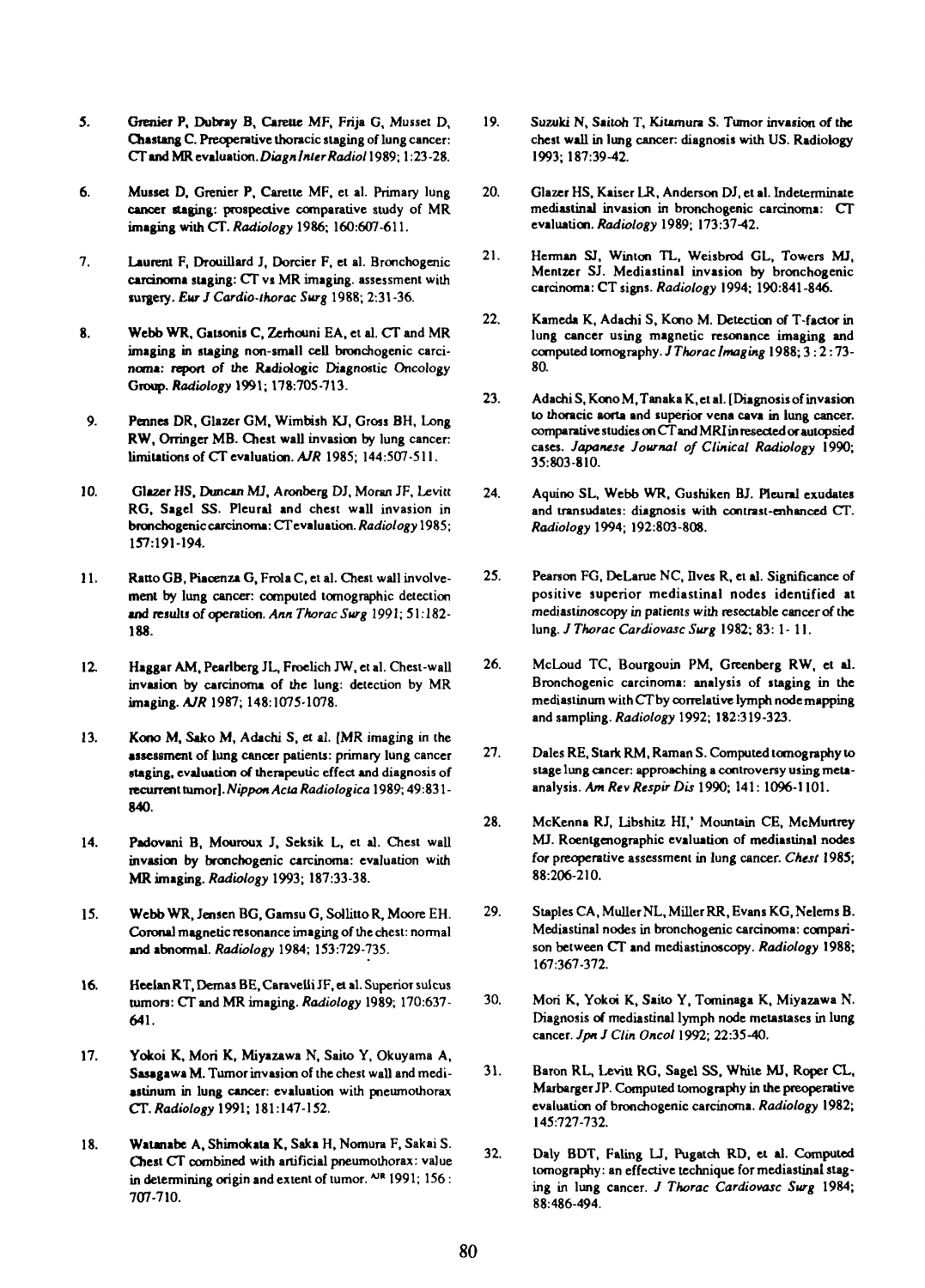5. Grenier P, Dubray B, Carette MF, Frija G, Musset D, Chastang C. Preoperative thoracic staging of lung cancer: CT and MR evaluation. *Diagn Inter Radiol* 1989; 1:23-28.

6. Musset D, Grenier P, Carette MF, et al. Primary lung cancer staging: prospective comparative study of MR imaging with CT. *Radiology* 1986; 160:607-611.

7. Laurent F, Drouillard J, Dorcier F, et al. Bronchogenic carcinoma staging: CT vs MR imaging. assessment with surgery. *Eur J Cardio-thorac Surg* 1988; 2:31-36.

8. Webb WR, Gatsonis C, Zerhouni EA, et al. CT and MR imaging in staging non-small cell bronchogenic carcinoma: report of the Radiologic Diagnostic Oncology Group. *Radiology* 1991; 178:705-713.

9. Pennes DR, Glazer GM, Wimbish KJ, Gross BH, Long RW, Orringer MB. Chest wall invasion by lung cancer: limitations of CT evaluation. *AJR* 1985; 144:507-511.

10. Glazer HS, Duncan MJ, Aronberg DJ, Moran JF, Levitt RG, Sagel SS. Pleural and chest wall invasion in bronchogenic carcinoma: CT evaluation. *Radiology* 1985; 157:191-194.

11. Ratto GB, Piacenza G, Frola C, et al. Chest wall involvement by lung cancer: computed tomographic detection and results of operation. *Ann Thorac Surg* 1991; 51:182-188.

12. Haggar AM, Pearlberg JL, Froelich JW, et al. Chest-wall invasion by carcinoma of the lung: detection by MR imaging. *AJR* 1987; 148:1075-1078.

13. Kono M, Sako M, Adachi S, et al. [MR imaging in the assessment of lung cancer patients: primary lung cancer staging, evaluation of therapeutic effect and diagnosis of recurrent tumor]. *Nippon Acta Radiologica* 1989; 49:831-840.

14. Padovani B, Mouroux J, Seksik L, et al. Chest wall invasion by bronchogenic carcinoma: evaluation with MR imaging. *Radiology* 1993; 187:33-38.

15. Webb WR, Jensen BG, Gamsu G, Sollitto R, Moore EH. Coronal magnetic resonance imaging of the chest: normal and abnormal. *Radiology* 1984; 153:729-735.

16. Heelan RT, Demas BE, Caravelli JF, et al. Superior sulcus tumors: CT and MR imaging. *Radiology* 1989; 170:637-641.

17. Yokoi K, Mori K, Miyazawa N, Saito Y, Okuyama A, Sasagawa M. Tumor invasion of the chest wall and mediastinum in lung cancer: evaluation with pneumothorax CT. *Radiology* 1991; 181:147-152.

18. Watanabe A, Shimokata K, Saka H, Nomura F, Sakai S. Chest CT combined with artificial pneumothorax: value in determining origin and extent of tumor. *AJR* 1991; 156:707-710.

19. Suzuki N, Saitoh T, Kitamura S. Tumor invasion of the chest wall in lung cancer: diagnosis with US. Radiology 1993; 187:39-42.

20. Glazer HS, Kaiser LR, Anderson DJ, et al. Indeterminate mediastinal invasion in bronchogenic carcinoma: CT evaluation. *Radiology* 1989; 173:37-42.

21. Herman SJ, Winton TL, Weisbrod GL, Towers MJ, Mentzer SJ. Mediastinal invasion by bronchogenic carcinoma: CT signs. *Radiology* 1994; 190:841-846.

22. Kameda K, Adachi S, Kono M. Detection of T-factor in lung cancer using magnetic resonance imaging and computed tomography. *J Thorac Imaging* 1988; 3:2:73-80.

23. Adachi S, Kono M, Tanaka K, et al. [Diagnosis of invasion to thoracic aorta and superior vena cava in lung cancer. comparative studies on CT and MRI in resected or autopsied cases. *Japanese Journal of Clinical Radiology* 1990; 35:803-810.

24. Aquino SL, Webb WR, Gushiken BJ. Pleural exudates and transudates: diagnosis with contrast-enhanced CT. *Radiology* 1994; 192:803-808.

25. Pearson FG, DeLarue NC, Ilves R, et al. Significance of positive superior mediastinal nodes identified at mediastinoscopy in patients with resectable cancer of the lung. *J Thorac Cardiovasc Surg* 1982; 83: 1-11.

26. McLoud TC, Bourgouin PM, Greenberg RW, et al. Bronchogenic carcinoma: analysis of staging in the mediastinum with CT by correlative lymph node mapping and sampling. *Radiology* 1992; 182:319-323.

27. Dales RE, Stark RM, Raman S. Computed tomography to stage lung cancer: approaching a controversy using meta-analysis. *Am Rev Respir Dis* 1990; 141: 1096-1101.

28. McKenna RJ, Libshitz HI,' Mountain CE, McMurtrey MJ. Roentgenographic evaluation of mediastinal nodes for preoperative assessment in lung cancer. *Chest* 1985; 88:206-210.

29. Staples CA, Muller NL, Miller RR, Evans KG, Nelems B. Mediastinal nodes in bronchogenic carcinoma: comparison between CT and mediastinoscopy. *Radiology* 1988; 167:367-372.

30. Mori K, Yokoi K, Saito Y, Tominaga K, Miyazawa N. Diagnosis of mediastinal lymph node metastases in lung cancer. *Jpn J Clin Oncol* 1992; 22:35-40.

31. Baron RL, Levitt RG, Sagel SS, White MJ, Roper CL, Marbarger JP. Computed tomography in the preoperative evaluation of bronchogenic carcinoma. *Radiology* 1982; 145:727-732.

32. Daly BDT, Faling LJ, Pugatch RD, et al. Computed tomography: an effective technique for mediastinal staging in lung cancer. *J Thorac Cardiovasc Surg* 1984; 88:486-494.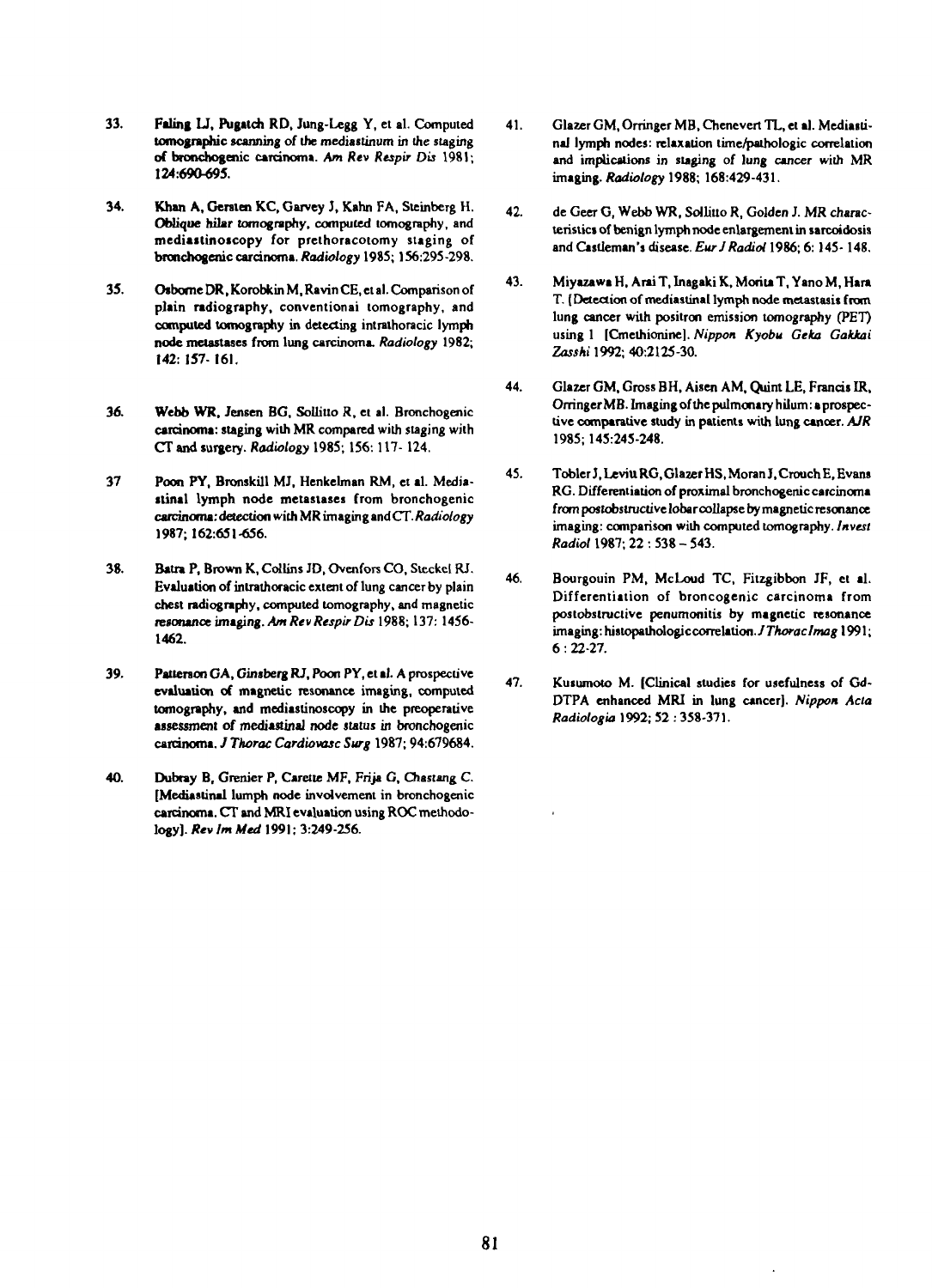33. Faling LJ, Pugatch RD, Jung-Legg Y, et al. Computed tomographic scanning of the mediastinum in the staging of bronchogenic carcinoma. *Am Rev Respir Dis* 1981; 124:690-695.

34. Khan A, Gersten KC, Garvey J, Kahn FA, Steinberg H. Oblique hilar tomography, computed tomography, and mediastinoscopy for prethoracotomy staging of bronchogenic carcinoma. *Radiology* 1985; 156:295-298.

35. Osborne DR, Korobkin M, Ravin CE, et al. Comparison of plain radiography, conventional tomography, and computed tomography in detecting intrathoracic lymph node metastases from lung carcinoma. *Radiology* 1982; 142: 157- 161.

36. Webb WR, Jensen BG, Sollitto R, et al. Bronchogenic carcinoma: staging with MR compared with staging with CT and surgery. *Radiology* 1985; 156: 117- 124.

37 Poon PY, Bronskill MJ, Henkelman RM, et al. Mediastinal lymph node metastases from bronchogenic carcinoma: detection with MR imaging and CT. *Radiology* 1987; 162:651-656.

38. Batra P, Brown K, Collins JD, Ovenfors CO, Steckel RJ. Evaluation of intrathoracic extent of lung cancer by plain chest radiography, computed tomography, and magnetic resonance imaging. *Am Rev Respir Dis* 1988; 137: 1456-1462.

39. Patterson GA, Ginsberg RJ, Poon PY, et al. A prospective evaluation of magnetic resonance imaging, computed tomography, and mediastinoscopy in the preoperative assessment of mediastinal node status in bronchogenic carcinoma. *J Thorac Cardiovasc Surg* 1987; 94:679684.

40. Dubray B, Grenier P, Carette MF, Frija G, Chastang C. [Mediastinal lumph node involvement in bronchogenic carcinoma. CT and MRI evaluation using ROC methodology]. *Rev Im Med* 1991; 3:249-256.

41. Glazer GM, Orringer MB, Chenevert TL, et al. Mediastinal lymph nodes: relaxation time/pathologic correlation and implications in staging of lung cancer with MR imaging. *Radiology* 1988; 168:429-431.

42. de Geer G, Webb WR, Sollitto R, Golden J. MR characteristics of benign lymph node enlargement in sarcoidosis and Castleman's disease. *Eur J Radiol* 1986; 6: 145- 148.

43. Miyazawa H, Arai T, Inagaki K, Morita T, Yano M, Hara T. [Detection of mediastinal lymph node metastasis from lung cancer with positron emission tomography (PET) using 1 [Cmethionine]. *Nippon Kyobu Geka Gakkai Zasshi* 1992; 40:2125-30.

44. Glazer GM, Gross BH, Aisen AM, Quint LE, Francis IR, Orringer MB. Imaging of the pulmonary hilum: a prospective comparative study in patients with lung cancer. *AJR* 1985; 145:245-248.

45. Tobler J, Leviu RG, Glazer HS, Moran J, Crouch E, Evans RG. Differentiation of proximal bronchogenic carcinoma from postobstructive lobar collapse by magnetic resonance imaging: comparison with computed tomography. *Invest Radiol* 1987; 22 : 538 – 543.

46. Bourgouin PM, McLoud TC, Fitzgibbon JF, et al. Differentiation of broncogenic carcinoma from postobstructive penumonitis by magnetic resonance imaging: histopathologic correlation. *J Thorac Imag* 1991; 6 : 22-27.

47. Kusumoto M. [Clinical studies for usefulness of Gd-DTPA enhanced MRI in lung cancer]. *Nippon Acta Radiologia* 1992; 52 : 358-371.